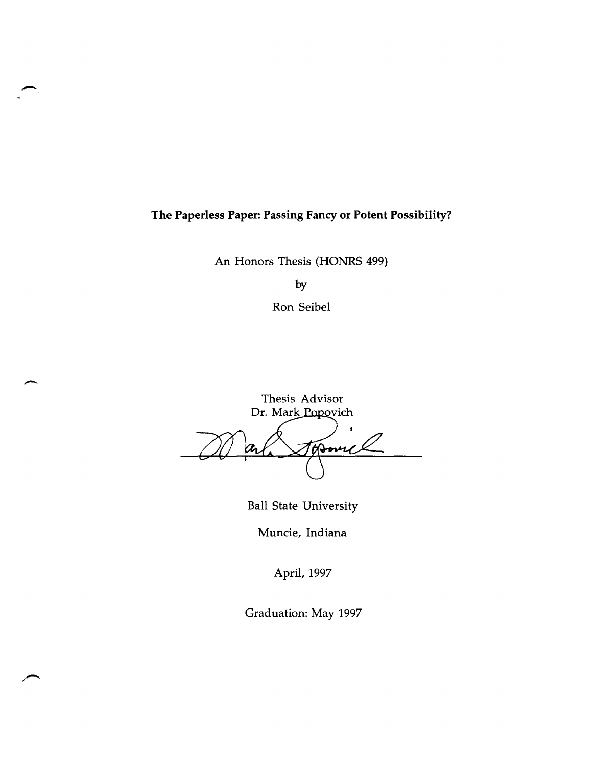# The Paperless Paper: Passing Fancy or Potent Possibility?

An Honors Thesis (HONRS 499)

by

Ron Seibel

Thesis Advisor
Dr. Mark Popovich

Ball State University

Muncie, Indiana

April, 1997

Graduation: May 1997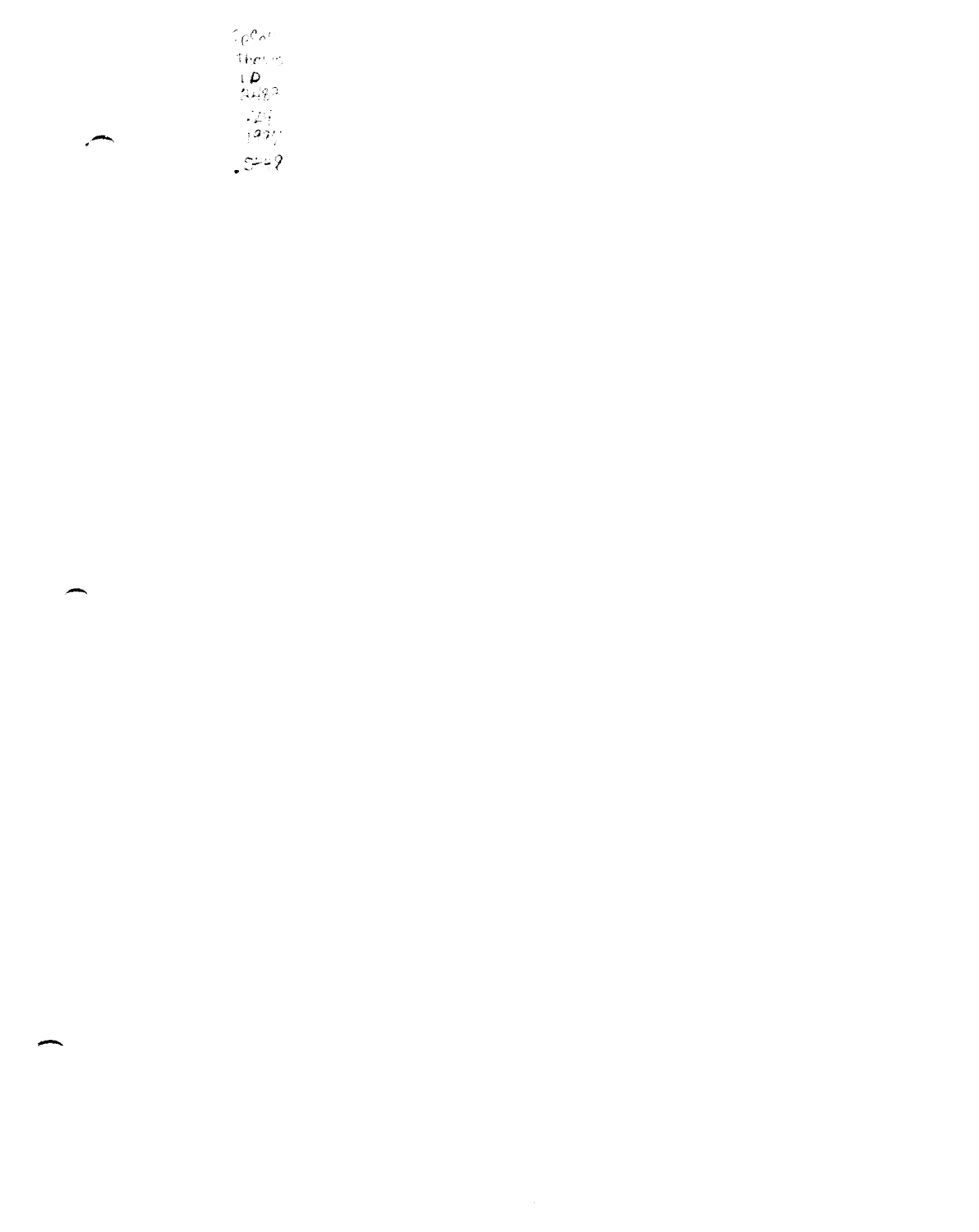Spec.
Thesis
LD
2489
.Z9
1977
.S48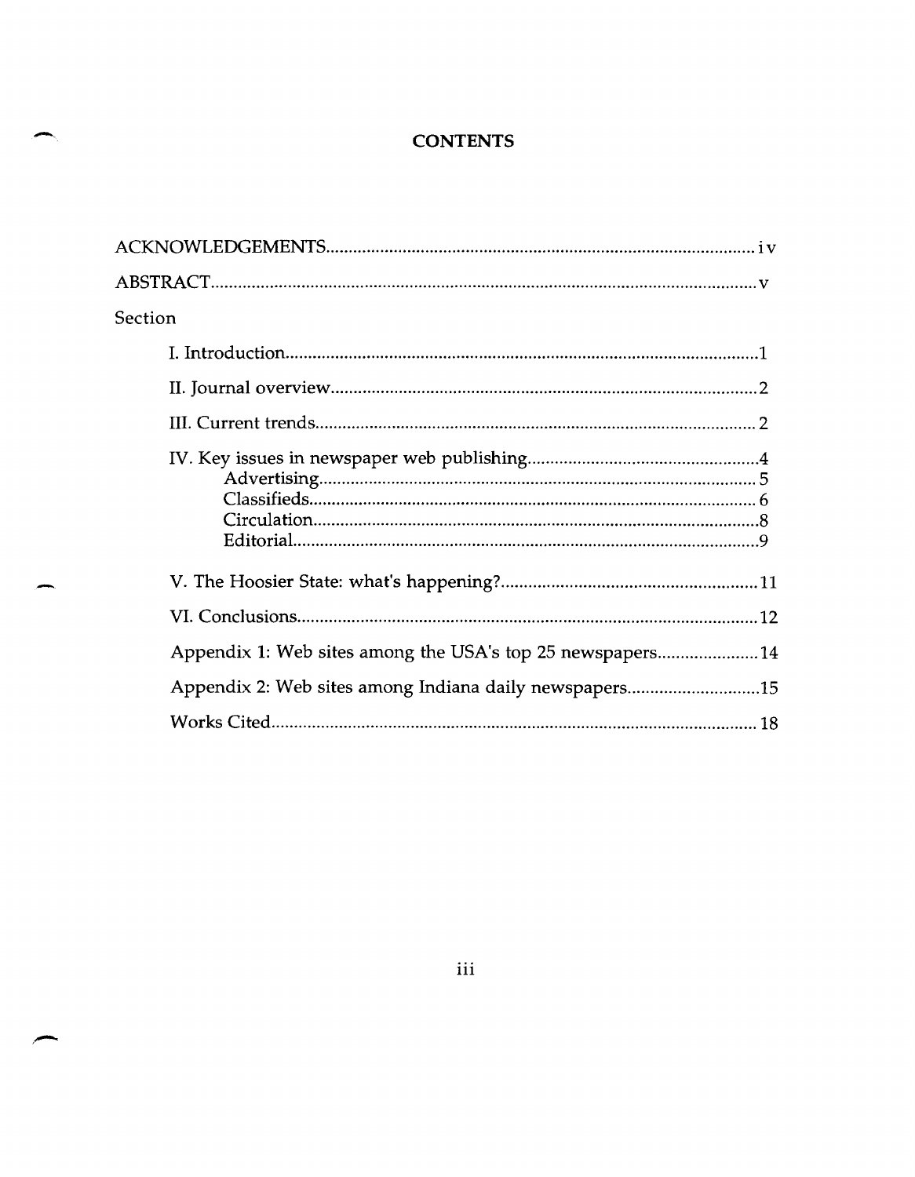# CONTENTS

ACKNOWLEDGEMENTS .................................................. iv

ABSTRACT .................................................. v

Section

- I. Introduction .................................................. 1
- II. Journal overview .................................................. 2
- III. Current trends .................................................. 2
- IV. Key issues in newspaper web publishing .................................................. 4
  - Advertising .................................................. 5
  - Classifieds .................................................. 6
  - Circulation .................................................. 8
  - Editorial .................................................. 9
- V. The Hoosier State: what's happening? .................................................. 11
- VI. Conclusions .................................................. 12
- Appendix 1: Web sites among the USA's top 25 newspapers .................................................. 14
- Appendix 2: Web sites among Indiana daily newspapers .................................................. 15
- Works Cited .................................................. 18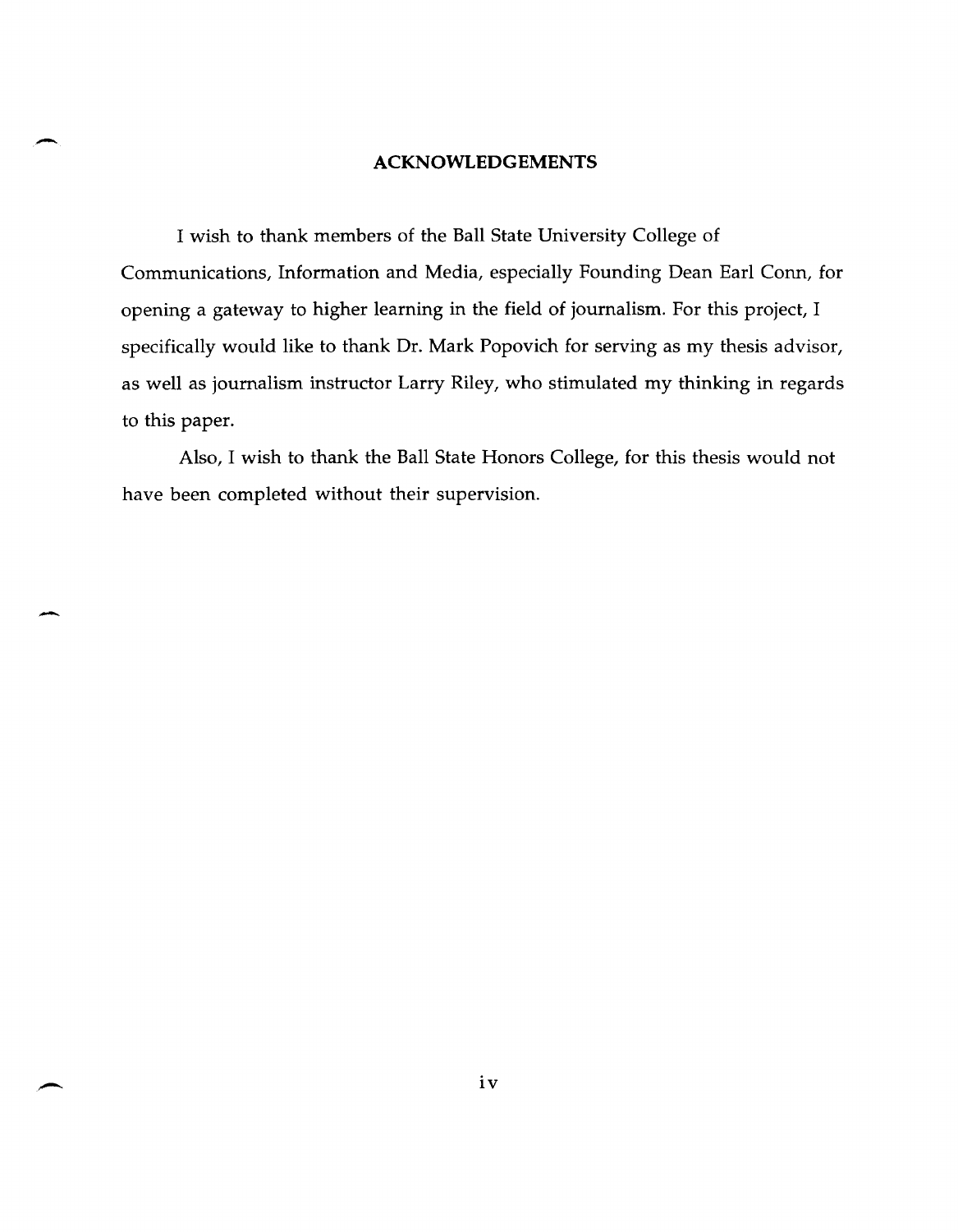# ACKNOWLEDGEMENTS

I wish to thank members of the Ball State University College of Communications, Information and Media, especially Founding Dean Earl Conn, for opening a gateway to higher learning in the field of journalism. For this project, I specifically would like to thank Dr. Mark Popovich for serving as my thesis advisor, as well as journalism instructor Larry Riley, who stimulated my thinking in regards to this paper.

Also, I wish to thank the Ball State Honors College, for this thesis would not have been completed without their supervision.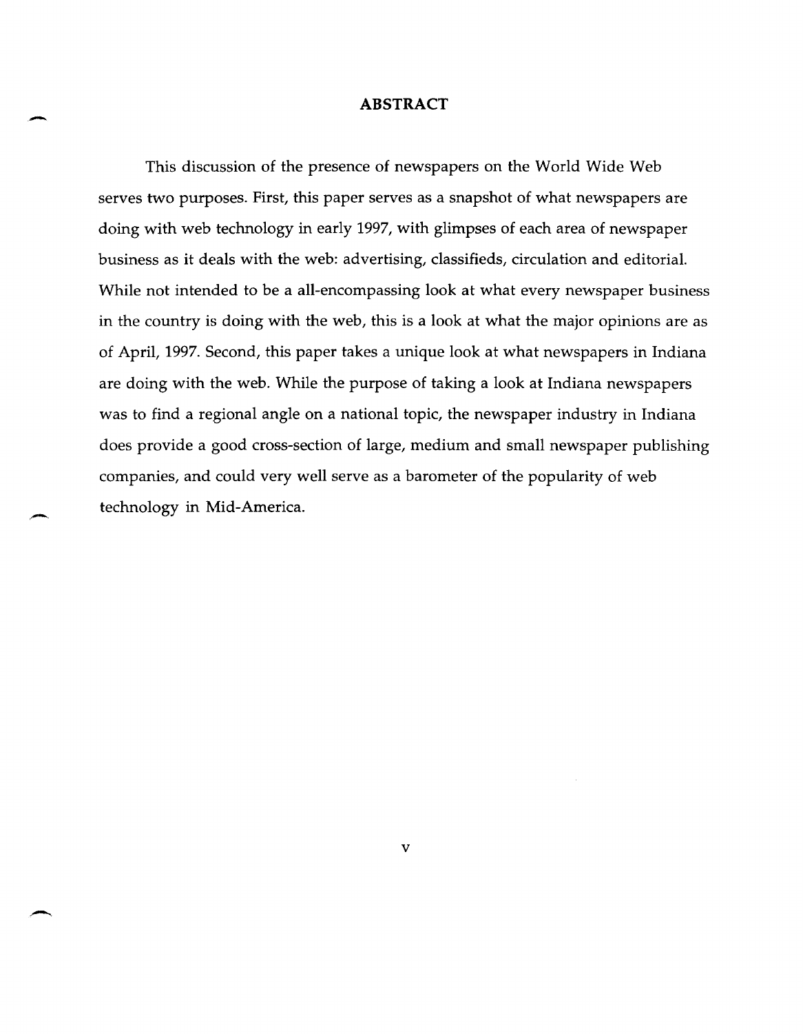# ABSTRACT

This discussion of the presence of newspapers on the World Wide Web serves two purposes. First, this paper serves as a snapshot of what newspapers are doing with web technology in early 1997, with glimpses of each area of newspaper business as it deals with the web: advertising, classifieds, circulation and editorial. While not intended to be a all-encompassing look at what every newspaper business in the country is doing with the web, this is a look at what the major opinions are as of April, 1997. Second, this paper takes a unique look at what newspapers in Indiana are doing with the web. While the purpose of taking a look at Indiana newspapers was to find a regional angle on a national topic, the newspaper industry in Indiana does provide a good cross-section of large, medium and small newspaper publishing companies, and could very well serve as a barometer of the popularity of web technology in Mid-America.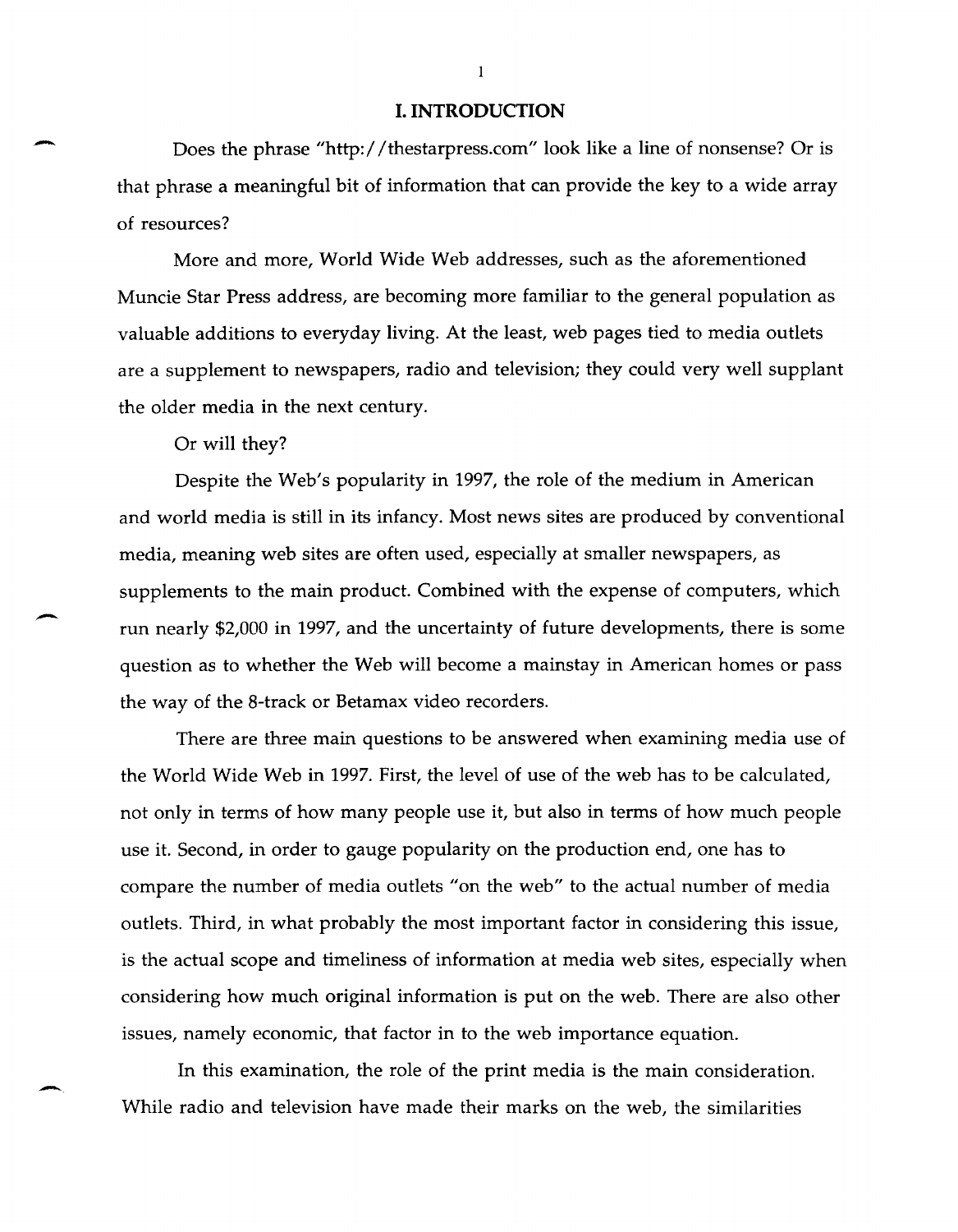# I. INTRODUCTION

Does the phrase "http://thestarpress.com" look like a line of nonsense? Or is that phrase a meaningful bit of information that can provide the key to a wide array of resources?

More and more, World Wide Web addresses, such as the aforementioned Muncie Star Press address, are becoming more familiar to the general population as valuable additions to everyday living. At the least, web pages tied to media outlets are a supplement to newspapers, radio and television; they could very well supplant the older media in the next century.

Or will they?

Despite the Web's popularity in 1997, the role of the medium in American and world media is still in its infancy. Most news sites are produced by conventional media, meaning web sites are often used, especially at smaller newspapers, as supplements to the main product. Combined with the expense of computers, which run nearly $2,000 in 1997, and the uncertainty of future developments, there is some question as to whether the Web will become a mainstay in American homes or pass the way of the 8-track or Betamax video recorders.

There are three main questions to be answered when examining media use of the World Wide Web in 1997. First, the level of use of the web has to be calculated, not only in terms of how many people use it, but also in terms of how much people use it. Second, in order to gauge popularity on the production end, one has to compare the number of media outlets "on the web" to the actual number of media outlets. Third, in what probably the most important factor in considering this issue, is the actual scope and timeliness of information at media web sites, especially when considering how much original information is put on the web. There are also other issues, namely economic, that factor in to the web importance equation.

In this examination, the role of the print media is the main consideration. While radio and television have made their marks on the web, the similarities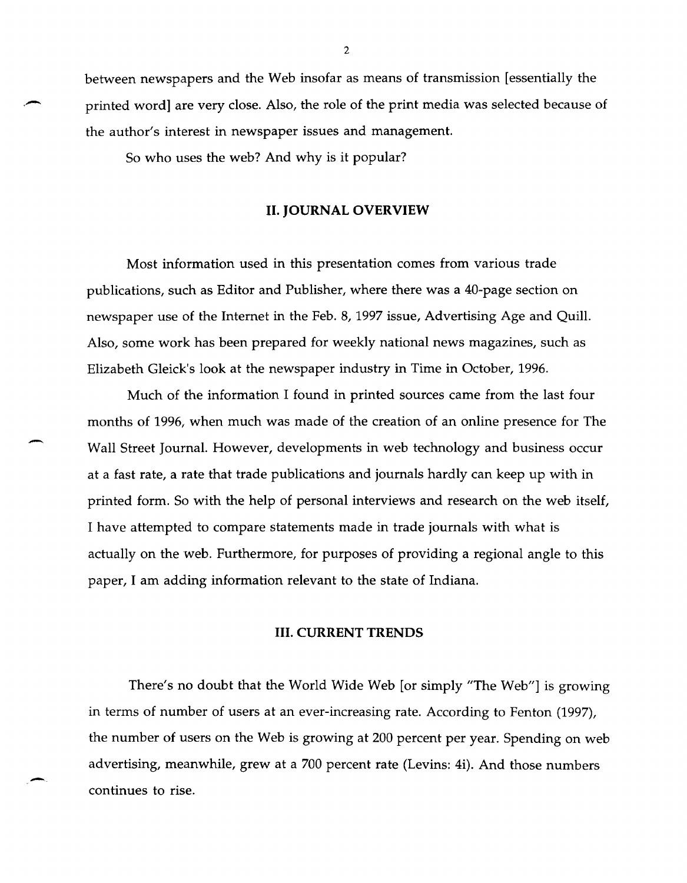between newspapers and the Web insofar as means of transmission [essentially the printed word] are very close. Also, the role of the print media was selected because of the author's interest in newspaper issues and management.

So who uses the web? And why is it popular?

## II. JOURNAL OVERVIEW

Most information used in this presentation comes from various trade publications, such as Editor and Publisher, where there was a 40-page section on newspaper use of the Internet in the Feb. 8, 1997 issue, Advertising Age and Quill. Also, some work has been prepared for weekly national news magazines, such as Elizabeth Gleick's look at the newspaper industry in Time in October, 1996.

Much of the information I found in printed sources came from the last four months of 1996, when much was made of the creation of an online presence for The Wall Street Journal. However, developments in web technology and business occur at a fast rate, a rate that trade publications and journals hardly can keep up with in printed form. So with the help of personal interviews and research on the web itself, I have attempted to compare statements made in trade journals with what is actually on the web. Furthermore, for purposes of providing a regional angle to this paper, I am adding information relevant to the state of Indiana.

## III. CURRENT TRENDS

There's no doubt that the World Wide Web [or simply "The Web"] is growing in terms of number of users at an ever-increasing rate. According to Fenton (1997), the number of users on the Web is growing at 200 percent per year. Spending on web advertising, meanwhile, grew at a 700 percent rate (Levins: 4i). And those numbers continues to rise.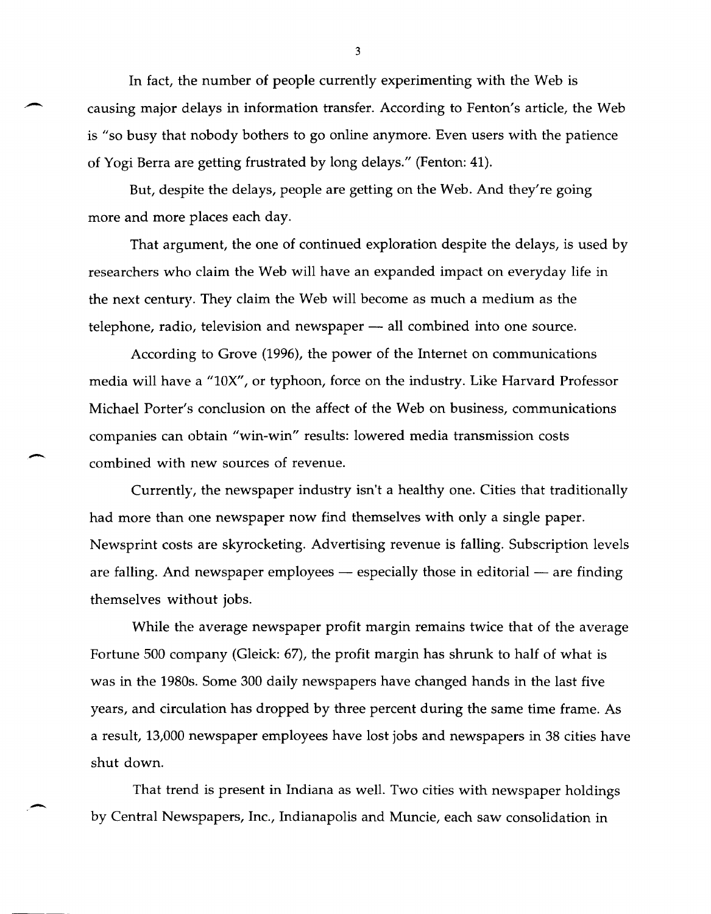In fact, the number of people currently experimenting with the Web is causing major delays in information transfer. According to Fenton's article, the Web is "so busy that nobody bothers to go online anymore. Even users with the patience of Yogi Berra are getting frustrated by long delays." (Fenton: 41).

But, despite the delays, people are getting on the Web. And they're going more and more places each day.

That argument, the one of continued exploration despite the delays, is used by researchers who claim the Web will have an expanded impact on everyday life in the next century. They claim the Web will become as much a medium as the telephone, radio, television and newspaper — all combined into one source.

According to Grove (1996), the power of the Internet on communications media will have a "10X", or typhoon, force on the industry. Like Harvard Professor Michael Porter's conclusion on the affect of the Web on business, communications companies can obtain "win-win" results: lowered media transmission costs combined with new sources of revenue.

Currently, the newspaper industry isn't a healthy one. Cities that traditionally had more than one newspaper now find themselves with only a single paper. Newsprint costs are skyrocketing. Advertising revenue is falling. Subscription levels are falling. And newspaper employees — especially those in editorial — are finding themselves without jobs.

While the average newspaper profit margin remains twice that of the average Fortune 500 company (Gleick: 67), the profit margin has shrunk to half of what is was in the 1980s. Some 300 daily newspapers have changed hands in the last five years, and circulation has dropped by three percent during the same time frame. As a result, 13,000 newspaper employees have lost jobs and newspapers in 38 cities have shut down.

That trend is present in Indiana as well. Two cities with newspaper holdings by Central Newspapers, Inc., Indianapolis and Muncie, each saw consolidation in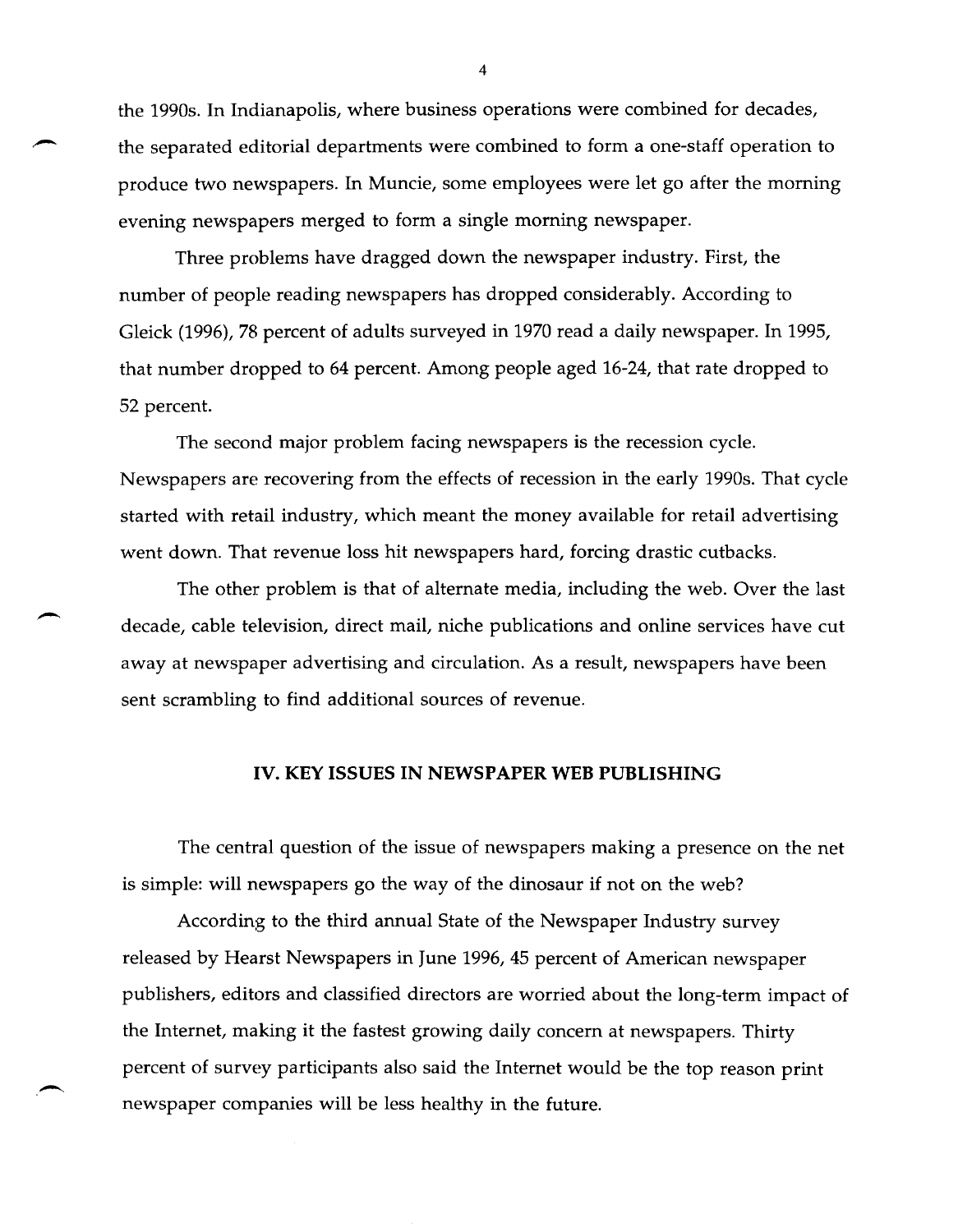the 1990s. In Indianapolis, where business operations were combined for decades, the separated editorial departments were combined to form a one-staff operation to produce two newspapers. In Muncie, some employees were let go after the morning evening newspapers merged to form a single morning newspaper.

Three problems have dragged down the newspaper industry. First, the number of people reading newspapers has dropped considerably. According to Gleick (1996), 78 percent of adults surveyed in 1970 read a daily newspaper. In 1995, that number dropped to 64 percent. Among people aged 16-24, that rate dropped to 52 percent.

The second major problem facing newspapers is the recession cycle. Newspapers are recovering from the effects of recession in the early 1990s. That cycle started with retail industry, which meant the money available for retail advertising went down. That revenue loss hit newspapers hard, forcing drastic cutbacks.

The other problem is that of alternate media, including the web. Over the last decade, cable television, direct mail, niche publications and online services have cut away at newspaper advertising and circulation. As a result, newspapers have been sent scrambling to find additional sources of revenue.

## IV. KEY ISSUES IN NEWSPAPER WEB PUBLISHING

The central question of the issue of newspapers making a presence on the net is simple: will newspapers go the way of the dinosaur if not on the web?

According to the third annual State of the Newspaper Industry survey released by Hearst Newspapers in June 1996, 45 percent of American newspaper publishers, editors and classified directors are worried about the long-term impact of the Internet, making it the fastest growing daily concern at newspapers. Thirty percent of survey participants also said the Internet would be the top reason print newspaper companies will be less healthy in the future.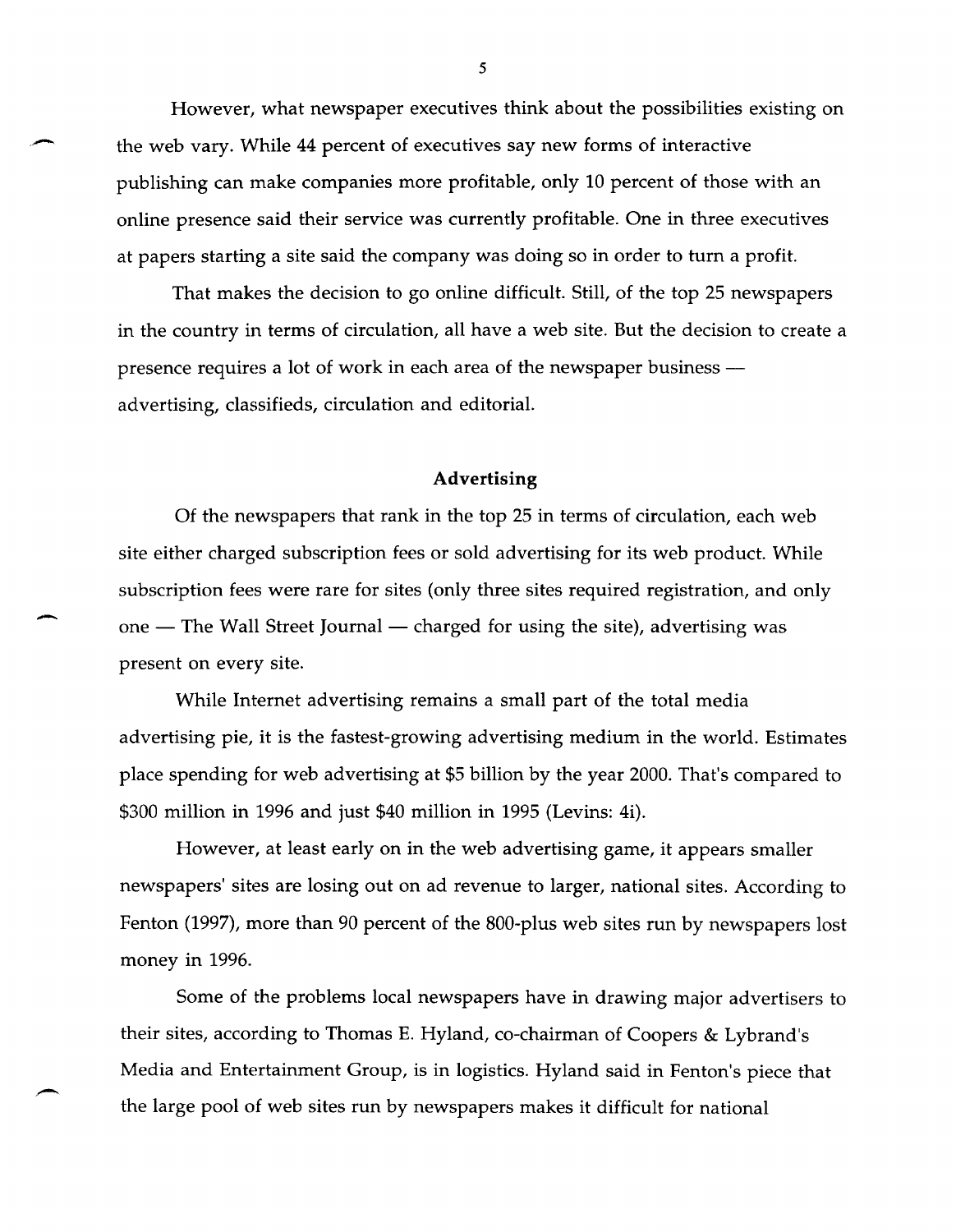However, what newspaper executives think about the possibilities existing on the web vary. While 44 percent of executives say new forms of interactive publishing can make companies more profitable, only 10 percent of those with an online presence said their service was currently profitable. One in three executives at papers starting a site said the company was doing so in order to turn a profit.

That makes the decision to go online difficult. Still, of the top 25 newspapers in the country in terms of circulation, all have a web site. But the decision to create a presence requires a lot of work in each area of the newspaper business — advertising, classifieds, circulation and editorial.

## Advertising

Of the newspapers that rank in the top 25 in terms of circulation, each web site either charged subscription fees or sold advertising for its web product. While subscription fees were rare for sites (only three sites required registration, and only one — The Wall Street Journal — charged for using the site), advertising was present on every site.

While Internet advertising remains a small part of the total media advertising pie, it is the fastest-growing advertising medium in the world. Estimates place spending for web advertising at $5 billion by the year 2000. That's compared to $300 million in 1996 and just $40 million in 1995 (Levins: 4i).

However, at least early on in the web advertising game, it appears smaller newspapers' sites are losing out on ad revenue to larger, national sites. According to Fenton (1997), more than 90 percent of the 800-plus web sites run by newspapers lost money in 1996.

Some of the problems local newspapers have in drawing major advertisers to their sites, according to Thomas E. Hyland, co-chairman of Coopers & Lybrand's Media and Entertainment Group, is in logistics. Hyland said in Fenton's piece that the large pool of web sites run by newspapers makes it difficult for national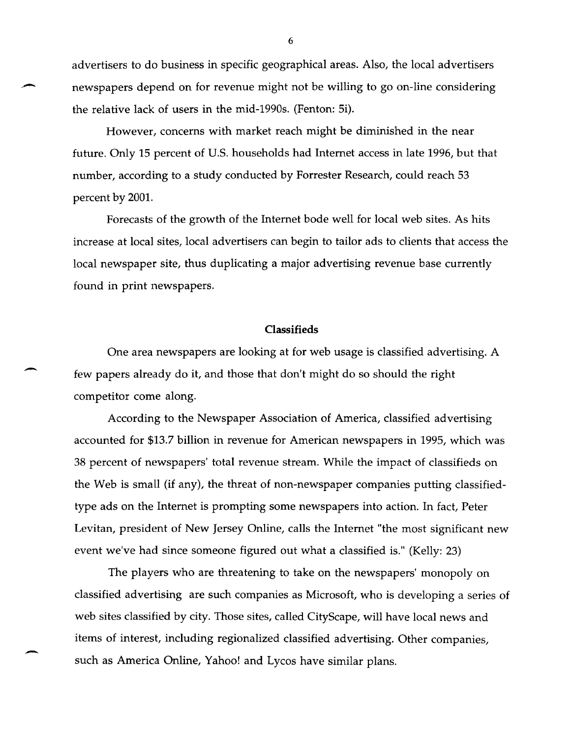advertisers to do business in specific geographical areas. Also, the local advertisers newspapers depend on for revenue might not be willing to go on-line considering the relative lack of users in the mid-1990s. (Fenton: 5i).

However, concerns with market reach might be diminished in the near future. Only 15 percent of U.S. households had Internet access in late 1996, but that number, according to a study conducted by Forrester Research, could reach 53 percent by 2001.

Forecasts of the growth of the Internet bode well for local web sites. As hits increase at local sites, local advertisers can begin to tailor ads to clients that access the local newspaper site, thus duplicating a major advertising revenue base currently found in print newspapers.

## Classifieds

One area newspapers are looking at for web usage is classified advertising. A few papers already do it, and those that don't might do so should the right competitor come along.

According to the Newspaper Association of America, classified advertising accounted for $13.7 billion in revenue for American newspapers in 1995, which was 38 percent of newspapers' total revenue stream. While the impact of classifieds on the Web is small (if any), the threat of non-newspaper companies putting classified-type ads on the Internet is prompting some newspapers into action. In fact, Peter Levitan, president of New Jersey Online, calls the Internet "the most significant new event we've had since someone figured out what a classified is." (Kelly: 23)

The players who are threatening to take on the newspapers' monopoly on classified advertising are such companies as Microsoft, who is developing a series of web sites classified by city. Those sites, called CityScape, will have local news and items of interest, including regionalized classified advertising. Other companies, such as America Online, Yahoo! and Lycos have similar plans.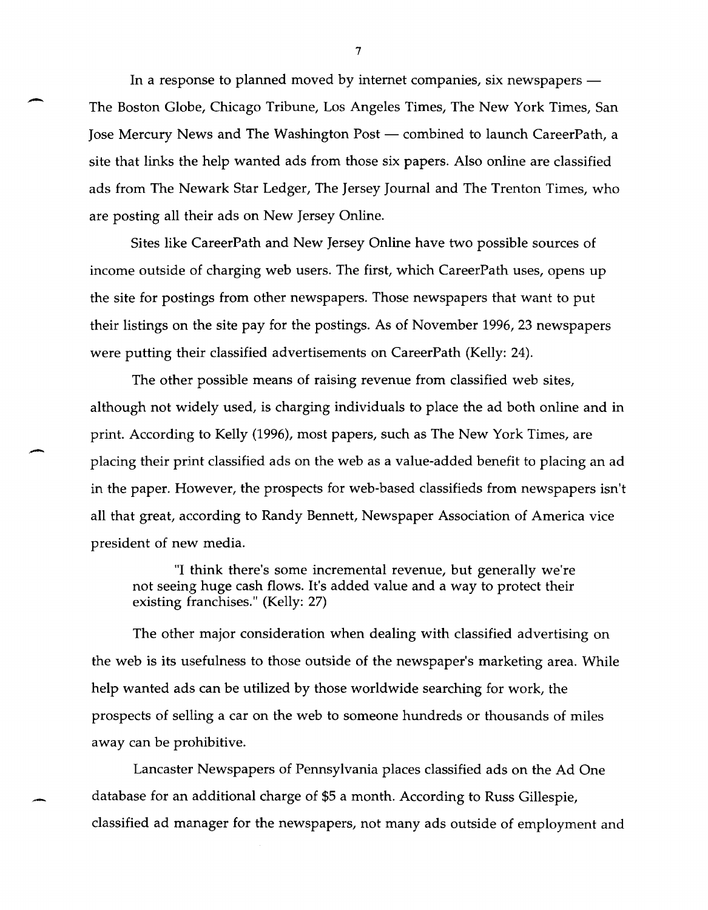In a response to planned moved by internet companies, six newspapers — The Boston Globe, Chicago Tribune, Los Angeles Times, The New York Times, San Jose Mercury News and The Washington Post — combined to launch CareerPath, a site that links the help wanted ads from those six papers. Also online are classified ads from The Newark Star Ledger, The Jersey Journal and The Trenton Times, who are posting all their ads on New Jersey Online.

Sites like CareerPath and New Jersey Online have two possible sources of income outside of charging web users. The first, which CareerPath uses, opens up the site for postings from other newspapers. Those newspapers that want to put their listings on the site pay for the postings. As of November 1996, 23 newspapers were putting their classified advertisements on CareerPath (Kelly: 24).

The other possible means of raising revenue from classified web sites, although not widely used, is charging individuals to place the ad both online and in print. According to Kelly (1996), most papers, such as The New York Times, are placing their print classified ads on the web as a value-added benefit to placing an ad in the paper. However, the prospects for web-based classifieds from newspapers isn't all that great, according to Randy Bennett, Newspaper Association of America vice president of new media.

> "I think there's some incremental revenue, but generally we're not seeing huge cash flows. It's added value and a way to protect their existing franchises." (Kelly: 27)

The other major consideration when dealing with classified advertising on the web is its usefulness to those outside of the newspaper's marketing area. While help wanted ads can be utilized by those worldwide searching for work, the prospects of selling a car on the web to someone hundreds or thousands of miles away can be prohibitive.

Lancaster Newspapers of Pennsylvania places classified ads on the Ad One database for an additional charge of $5 a month. According to Russ Gillespie, classified ad manager for the newspapers, not many ads outside of employment and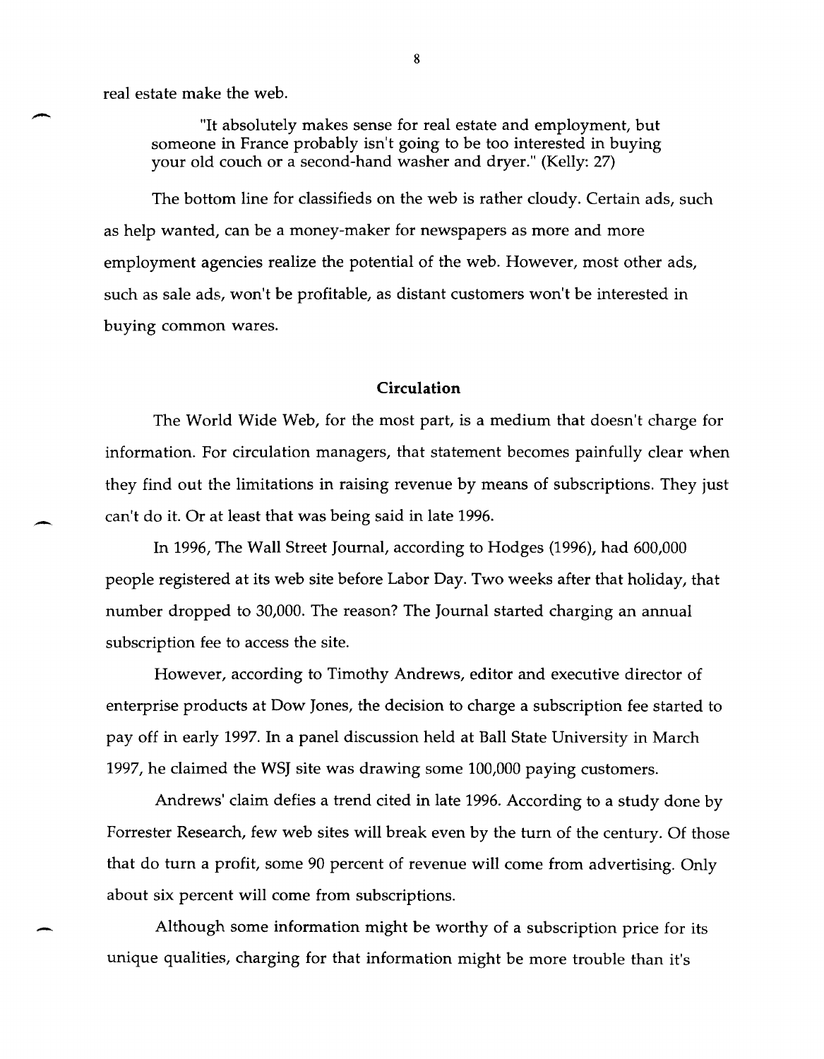real estate make the web.

> "It absolutely makes sense for real estate and employment, but someone in France probably isn't going to be too interested in buying your old couch or a second-hand washer and dryer." (Kelly: 27)

The bottom line for classifieds on the web is rather cloudy. Certain ads, such as help wanted, can be a money-maker for newspapers as more and more employment agencies realize the potential of the web. However, most other ads, such as sale ads, won't be profitable, as distant customers won't be interested in buying common wares.

## Circulation

The World Wide Web, for the most part, is a medium that doesn't charge for information. For circulation managers, that statement becomes painfully clear when they find out the limitations in raising revenue by means of subscriptions. They just can't do it. Or at least that was being said in late 1996.

In 1996, The Wall Street Journal, according to Hodges (1996), had 600,000 people registered at its web site before Labor Day. Two weeks after that holiday, that number dropped to 30,000. The reason? The Journal started charging an annual subscription fee to access the site.

However, according to Timothy Andrews, editor and executive director of enterprise products at Dow Jones, the decision to charge a subscription fee started to pay off in early 1997. In a panel discussion held at Ball State University in March 1997, he claimed the WSJ site was drawing some 100,000 paying customers.

Andrews' claim defies a trend cited in late 1996. According to a study done by Forrester Research, few web sites will break even by the turn of the century. Of those that do turn a profit, some 90 percent of revenue will come from advertising. Only about six percent will come from subscriptions.

Although some information might be worthy of a subscription price for its unique qualities, charging for that information might be more trouble than it's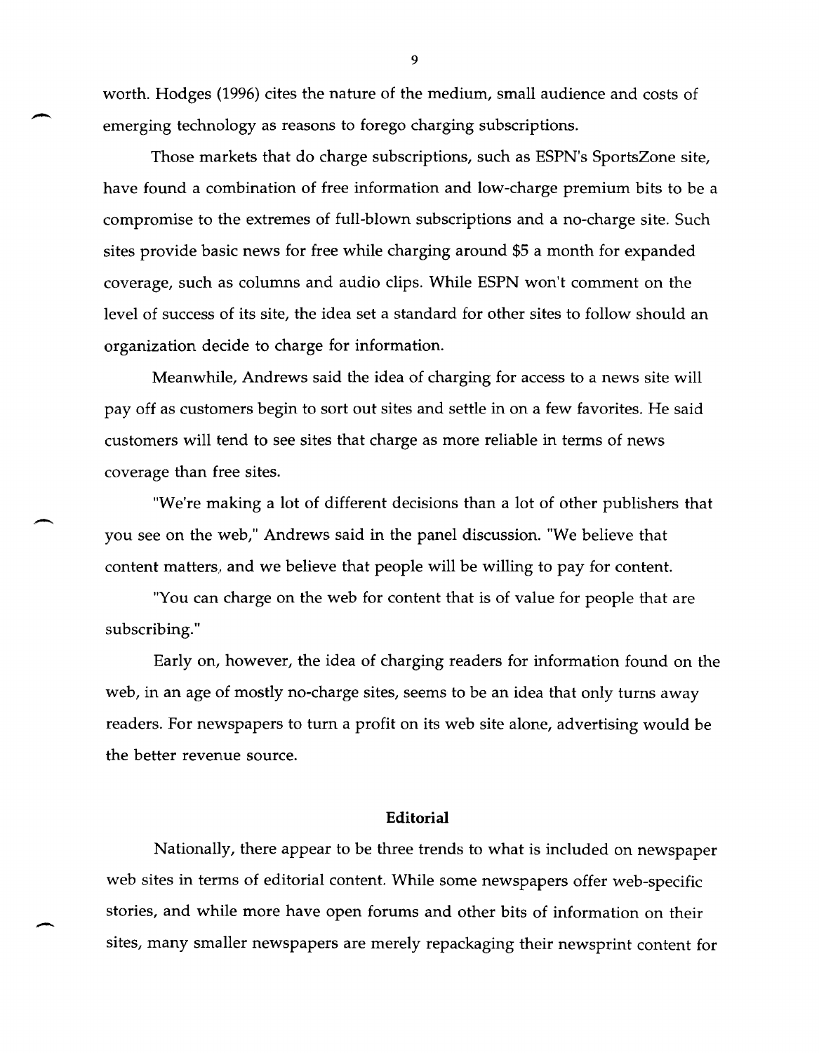worth. Hodges (1996) cites the nature of the medium, small audience and costs of emerging technology as reasons to forego charging subscriptions.

Those markets that do charge subscriptions, such as ESPN's SportsZone site, have found a combination of free information and low-charge premium bits to be a compromise to the extremes of full-blown subscriptions and a no-charge site. Such sites provide basic news for free while charging around $5 a month for expanded coverage, such as columns and audio clips. While ESPN won't comment on the level of success of its site, the idea set a standard for other sites to follow should an organization decide to charge for information.

Meanwhile, Andrews said the idea of charging for access to a news site will pay off as customers begin to sort out sites and settle in on a few favorites. He said customers will tend to see sites that charge as more reliable in terms of news coverage than free sites.

"We're making a lot of different decisions than a lot of other publishers that you see on the web," Andrews said in the panel discussion. "We believe that content matters, and we believe that people will be willing to pay for content.

"You can charge on the web for content that is of value for people that are subscribing."

Early on, however, the idea of charging readers for information found on the web, in an age of mostly no-charge sites, seems to be an idea that only turns away readers. For newspapers to turn a profit on its web site alone, advertising would be the better revenue source.

## Editorial

Nationally, there appear to be three trends to what is included on newspaper web sites in terms of editorial content. While some newspapers offer web-specific stories, and while more have open forums and other bits of information on their sites, many smaller newspapers are merely repackaging their newsprint content for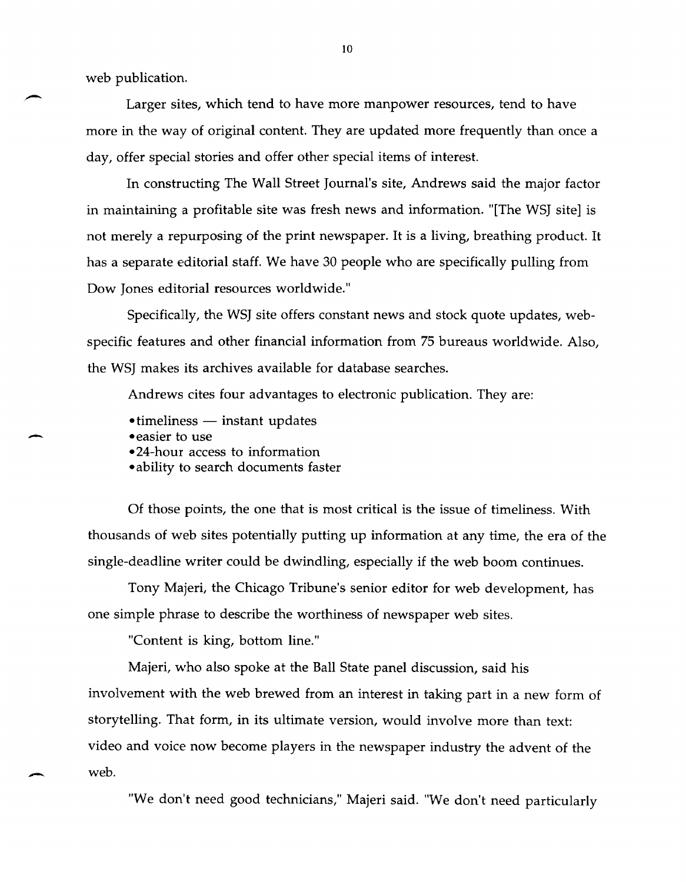web publication.

Larger sites, which tend to have more manpower resources, tend to have more in the way of original content. They are updated more frequently than once a day, offer special stories and offer other special items of interest.

In constructing The Wall Street Journal's site, Andrews said the major factor in maintaining a profitable site was fresh news and information. "[The WSJ site] is not merely a repurposing of the print newspaper. It is a living, breathing product. It has a separate editorial staff. We have 30 people who are specifically pulling from Dow Jones editorial resources worldwide."

Specifically, the WSJ site offers constant news and stock quote updates, web-specific features and other financial information from 75 bureaus worldwide. Also, the WSJ makes its archives available for database searches.

Andrews cites four advantages to electronic publication. They are:

- timeliness — instant updates
- easier to use
- 24-hour access to information
- ability to search documents faster

Of those points, the one that is most critical is the issue of timeliness. With thousands of web sites potentially putting up information at any time, the era of the single-deadline writer could be dwindling, especially if the web boom continues.

Tony Majeri, the Chicago Tribune's senior editor for web development, has one simple phrase to describe the worthiness of newspaper web sites.

"Content is king, bottom line."

Majeri, who also spoke at the Ball State panel discussion, said his involvement with the web brewed from an interest in taking part in a new form of storytelling. That form, in its ultimate version, would involve more than text: video and voice now become players in the newspaper industry the advent of the web.

"We don't need good technicians," Majeri said. "We don't need particularly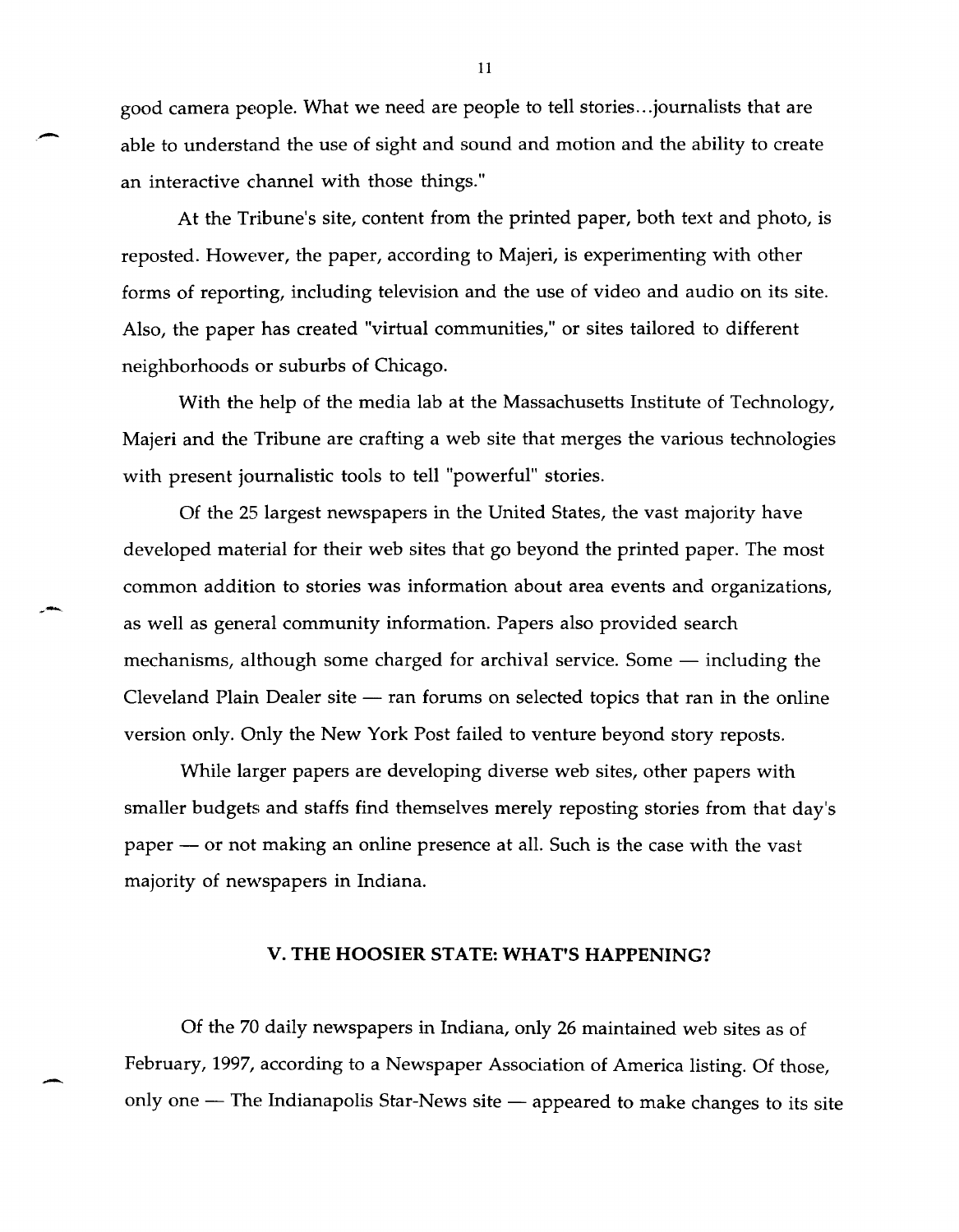good camera people. What we need are people to tell stories...journalists that are able to understand the use of sight and sound and motion and the ability to create an interactive channel with those things."

At the Tribune's site, content from the printed paper, both text and photo, is reposted. However, the paper, according to Majeri, is experimenting with other forms of reporting, including television and the use of video and audio on its site. Also, the paper has created "virtual communities," or sites tailored to different neighborhoods or suburbs of Chicago.

With the help of the media lab at the Massachusetts Institute of Technology, Majeri and the Tribune are crafting a web site that merges the various technologies with present journalistic tools to tell "powerful" stories.

Of the 25 largest newspapers in the United States, the vast majority have developed material for their web sites that go beyond the printed paper. The most common addition to stories was information about area events and organizations, as well as general community information. Papers also provided search mechanisms, although some charged for archival service. Some — including the Cleveland Plain Dealer site — ran forums on selected topics that ran in the online version only. Only the New York Post failed to venture beyond story reposts.

While larger papers are developing diverse web sites, other papers with smaller budgets and staffs find themselves merely reposting stories from that day's paper — or not making an online presence at all. Such is the case with the vast majority of newspapers in Indiana.

## V. THE HOOSIER STATE: WHAT'S HAPPENING?

Of the 70 daily newspapers in Indiana, only 26 maintained web sites as of February, 1997, according to a Newspaper Association of America listing. Of those, only one — The Indianapolis Star-News site — appeared to make changes to its site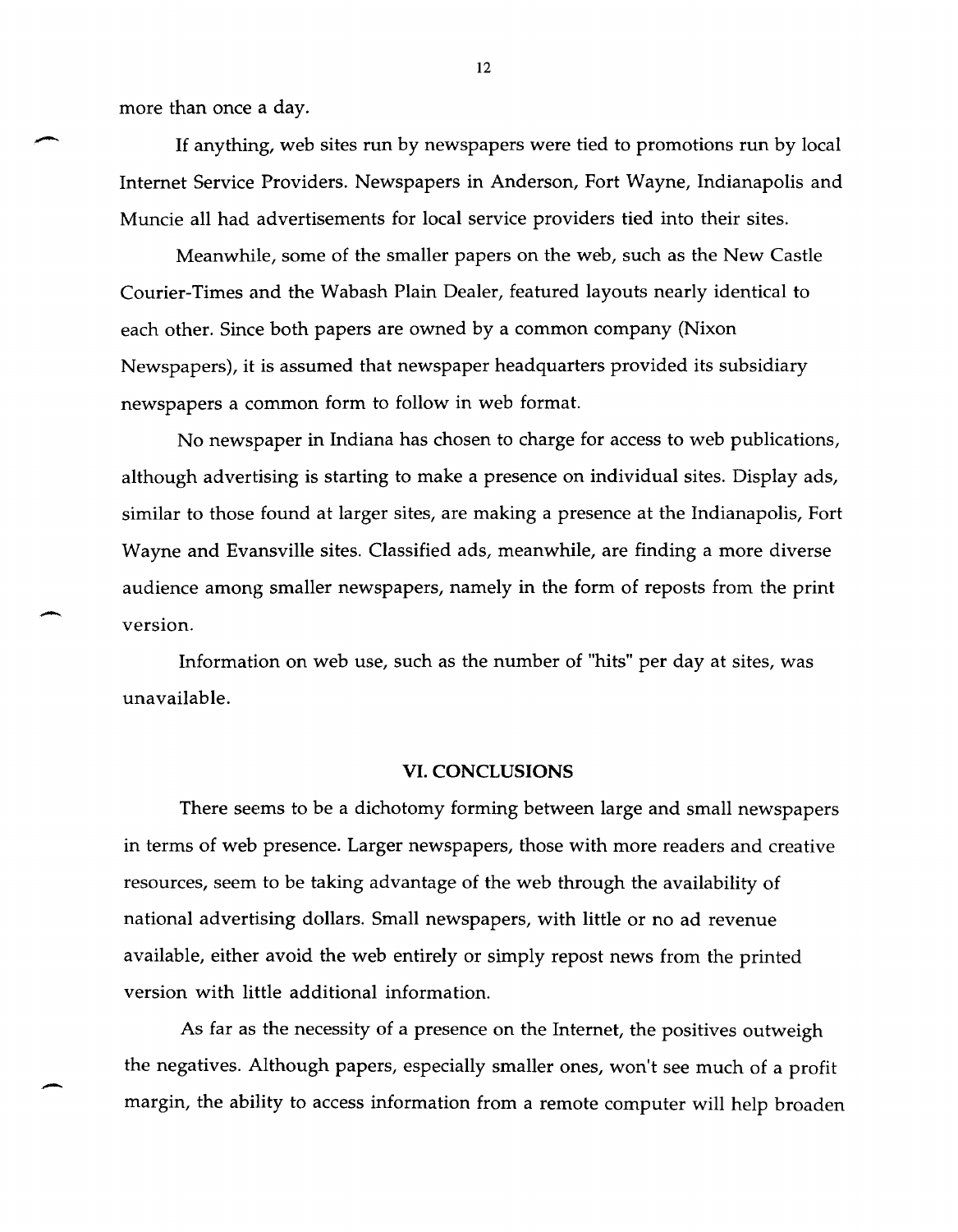more than once a day.

If anything, web sites run by newspapers were tied to promotions run by local Internet Service Providers. Newspapers in Anderson, Fort Wayne, Indianapolis and Muncie all had advertisements for local service providers tied into their sites.

Meanwhile, some of the smaller papers on the web, such as the New Castle Courier-Times and the Wabash Plain Dealer, featured layouts nearly identical to each other. Since both papers are owned by a common company (Nixon Newspapers), it is assumed that newspaper headquarters provided its subsidiary newspapers a common form to follow in web format.

No newspaper in Indiana has chosen to charge for access to web publications, although advertising is starting to make a presence on individual sites. Display ads, similar to those found at larger sites, are making a presence at the Indianapolis, Fort Wayne and Evansville sites. Classified ads, meanwhile, are finding a more diverse audience among smaller newspapers, namely in the form of reposts from the print version.

Information on web use, such as the number of "hits" per day at sites, was unavailable.

## VI. CONCLUSIONS

There seems to be a dichotomy forming between large and small newspapers in terms of web presence. Larger newspapers, those with more readers and creative resources, seem to be taking advantage of the web through the availability of national advertising dollars. Small newspapers, with little or no ad revenue available, either avoid the web entirely or simply repost news from the printed version with little additional information.

As far as the necessity of a presence on the Internet, the positives outweigh the negatives. Although papers, especially smaller ones, won't see much of a profit margin, the ability to access information from a remote computer will help broaden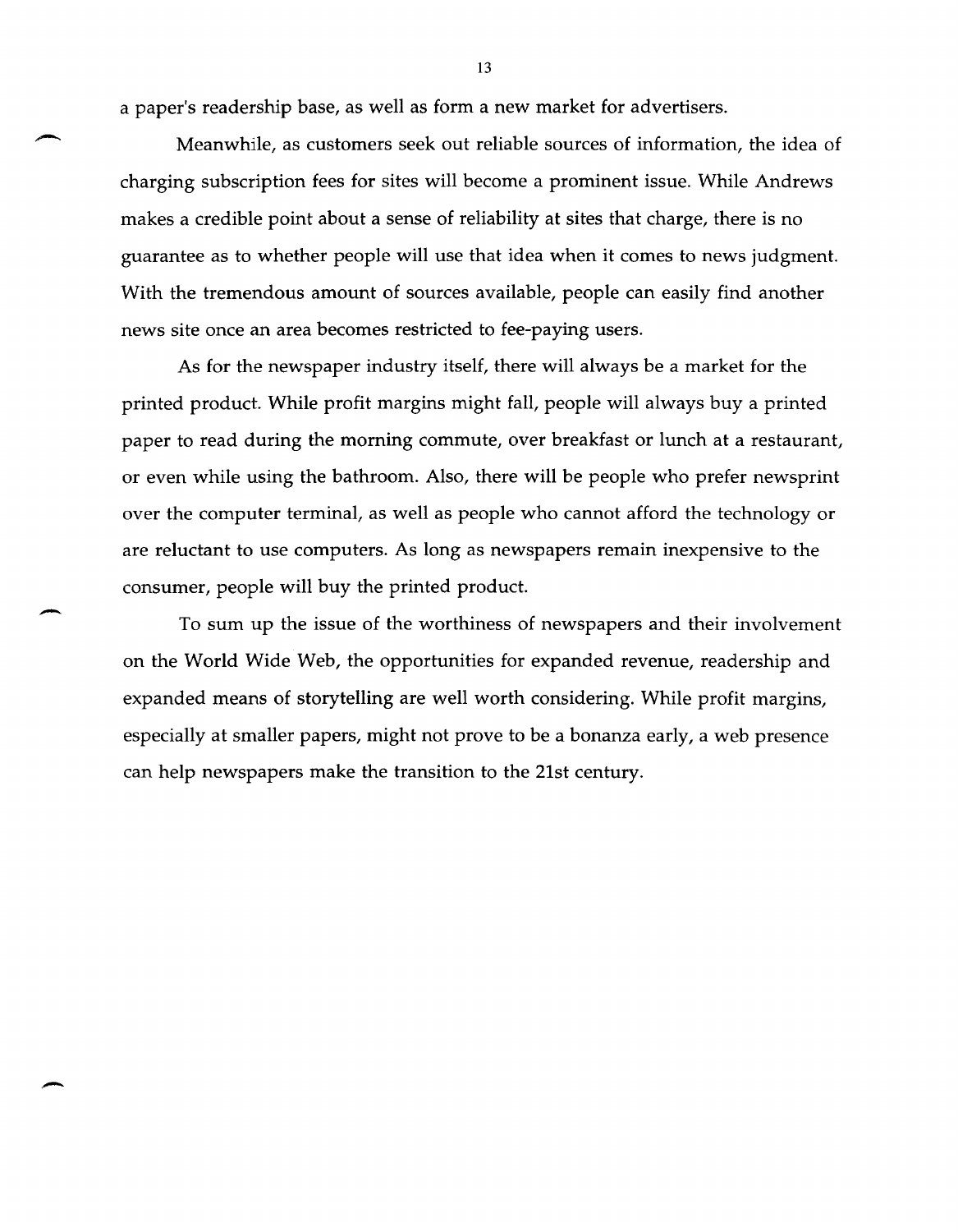a paper's readership base, as well as form a new market for advertisers.

Meanwhile, as customers seek out reliable sources of information, the idea of charging subscription fees for sites will become a prominent issue. While Andrews makes a credible point about a sense of reliability at sites that charge, there is no guarantee as to whether people will use that idea when it comes to news judgment. With the tremendous amount of sources available, people can easily find another news site once an area becomes restricted to fee-paying users.

As for the newspaper industry itself, there will always be a market for the printed product. While profit margins might fall, people will always buy a printed paper to read during the morning commute, over breakfast or lunch at a restaurant, or even while using the bathroom. Also, there will be people who prefer newsprint over the computer terminal, as well as people who cannot afford the technology or are reluctant to use computers. As long as newspapers remain inexpensive to the consumer, people will buy the printed product.

To sum up the issue of the worthiness of newspapers and their involvement on the World Wide Web, the opportunities for expanded revenue, readership and expanded means of storytelling are well worth considering. While profit margins, especially at smaller papers, might not prove to be a bonanza early, a web presence can help newspapers make the transition to the 21st century.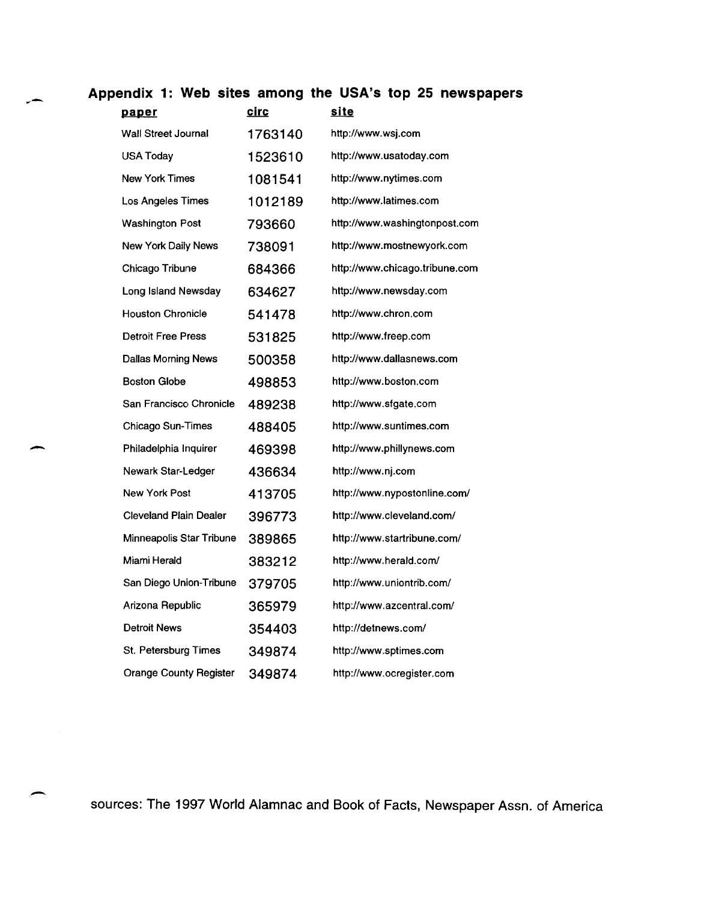## Appendix 1: Web sites among the USA's top 25 newspapers

| paper | circ | site |
|---|---|---|
| Wall Street Journal | 1763140 | http://www.wsj.com |
| USA Today | 1523610 | http://www.usatoday.com |
| New York Times | 1081541 | http://www.nytimes.com |
| Los Angeles Times | 1012189 | http://www.latimes.com |
| Washington Post | 793660 | http://www.washingtonpost.com |
| New York Daily News | 738091 | http://www.mostnewyork.com |
| Chicago Tribune | 684366 | http://www.chicago.tribune.com |
| Long Island Newsday | 634627 | http://www.newsday.com |
| Houston Chronicle | 541478 | http://www.chron.com |
| Detroit Free Press | 531825 | http://www.freep.com |
| Dallas Morning News | 500358 | http://www.dallasnews.com |
| Boston Globe | 498853 | http://www.boston.com |
| San Francisco Chronicle | 489238 | http://www.sfgate.com |
| Chicago Sun-Times | 488405 | http://www.suntimes.com |
| Philadelphia Inquirer | 469398 | http://www.phillynews.com |
| Newark Star-Ledger | 436634 | http://www.nj.com |
| New York Post | 413705 | http://www.nypostonline.com/ |
| Cleveland Plain Dealer | 396773 | http://www.cleveland.com/ |
| Minneapolis Star Tribune | 389865 | http://www.startribune.com/ |
| Miami Herald | 383212 | http://www.herald.com/ |
| San Diego Union-Tribune | 379705 | http://www.uniontrib.com/ |
| Arizona Republic | 365979 | http://www.azcentral.com/ |
| Detroit News | 354403 | http://detnews.com/ |
| St. Petersburg Times | 349874 | http://www.sptimes.com |
| Orange County Register | 349874 | http://www.ocregister.com |

sources: The 1997 World Alamnac and Book of Facts, Newspaper Assn. of America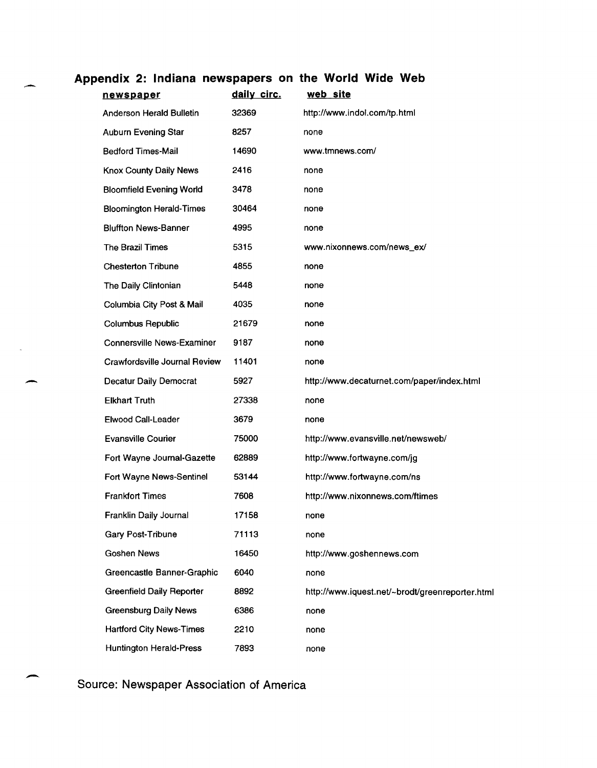## Appendix 2: Indiana newspapers on the World Wide Web

| newspaper | daily circ. | web site |
|---|---|---|
| Anderson Herald Bulletin | 32369 | http://www.indol.com/tp.html |
| Auburn Evening Star | 8257 | none |
| Bedford Times-Mail | 14690 | www.tmnews.com/ |
| Knox County Daily News | 2416 | none |
| Bloomfield Evening World | 3478 | none |
| Bloomington Herald-Times | 30464 | none |
| Bluffton News-Banner | 4995 | none |
| The Brazil Times | 5315 | www.nixonnews.com/news_ex/ |
| Chesterton Tribune | 4855 | none |
| The Daily Clintonian | 5448 | none |
| Columbia City Post & Mail | 4035 | none |
| Columbus Republic | 21679 | none |
| Connersville News-Examiner | 9187 | none |
| Crawfordsville Journal Review | 11401 | none |
| Decatur Daily Democrat | 5927 | http://www.decaturnet.com/paper/index.html |
| Elkhart Truth | 27338 | none |
| Elwood Call-Leader | 3679 | none |
| Evansville Courier | 75000 | http://www.evansville.net/newsweb/ |
| Fort Wayne Journal-Gazette | 62889 | http://www.fortwayne.com/jg |
| Fort Wayne News-Sentinel | 53144 | http://www.fortwayne.com/ns |
| Frankfort Times | 7608 | http://www.nixonnews.com/ftimes |
| Franklin Daily Journal | 17158 | none |
| Gary Post-Tribune | 71113 | none |
| Goshen News | 16450 | http://www.goshennews.com |
| Greencastle Banner-Graphic | 6040 | none |
| Greenfield Daily Reporter | 8892 | http://www.iquest.net/~brodt/greenreporter.html |
| Greensburg Daily News | 6386 | none |
| Hartford City News-Times | 2210 | none |
| Huntington Herald-Press | 7893 | none |

Source: Newspaper Association of America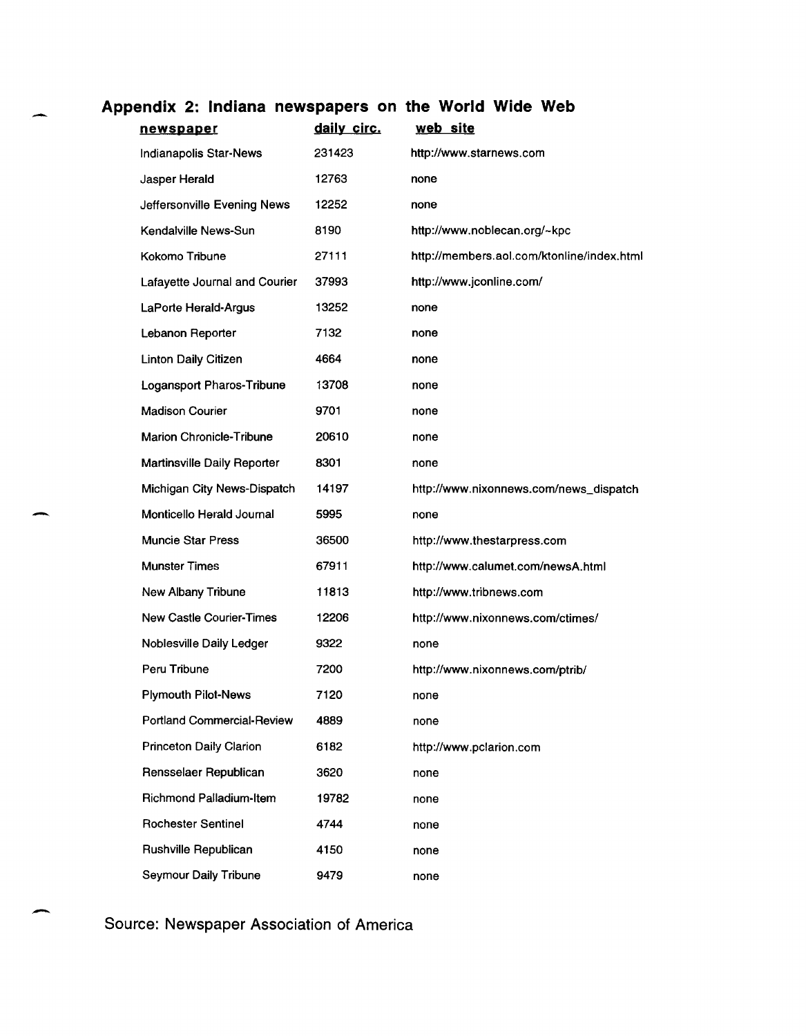## Appendix 2: Indiana newspapers on the World Wide Web

| newspaper | daily circ. | web site |
|---|---|---|
| Indianapolis Star-News | 231423 | http://www.starnews.com |
| Jasper Herald | 12763 | none |
| Jeffersonville Evening News | 12252 | none |
| Kendalville News-Sun | 8190 | http://www.noblecan.org/~kpc |
| Kokomo Tribune | 27111 | http://members.aol.com/ktonline/index.html |
| Lafayette Journal and Courier | 37993 | http://www.jconline.com/ |
| LaPorte Herald-Argus | 13252 | none |
| Lebanon Reporter | 7132 | none |
| Linton Daily Citizen | 4664 | none |
| Logansport Pharos-Tribune | 13708 | none |
| Madison Courier | 9701 | none |
| Marion Chronicle-Tribune | 20610 | none |
| Martinsville Daily Reporter | 8301 | none |
| Michigan City News-Dispatch | 14197 | http://www.nixonnews.com/news_dispatch |
| Monticello Herald Journal | 5995 | none |
| Muncie Star Press | 36500 | http://www.thestarpress.com |
| Munster Times | 67911 | http://www.calumet.com/newsA.html |
| New Albany Tribune | 11813 | http://www.tribnews.com |
| New Castle Courier-Times | 12206 | http://www.nixonnews.com/ctimes/ |
| Noblesville Daily Ledger | 9322 | none |
| Peru Tribune | 7200 | http://www.nixonnews.com/ptrib/ |
| Plymouth Pilot-News | 7120 | none |
| Portland Commercial-Review | 4889 | none |
| Princeton Daily Clarion | 6182 | http://www.pclarion.com |
| Rensselaer Republican | 3620 | none |
| Richmond Palladium-Item | 19782 | none |
| Rochester Sentinel | 4744 | none |
| Rushville Republican | 4150 | none |
| Seymour Daily Tribune | 9479 | none |

Source: Newspaper Association of America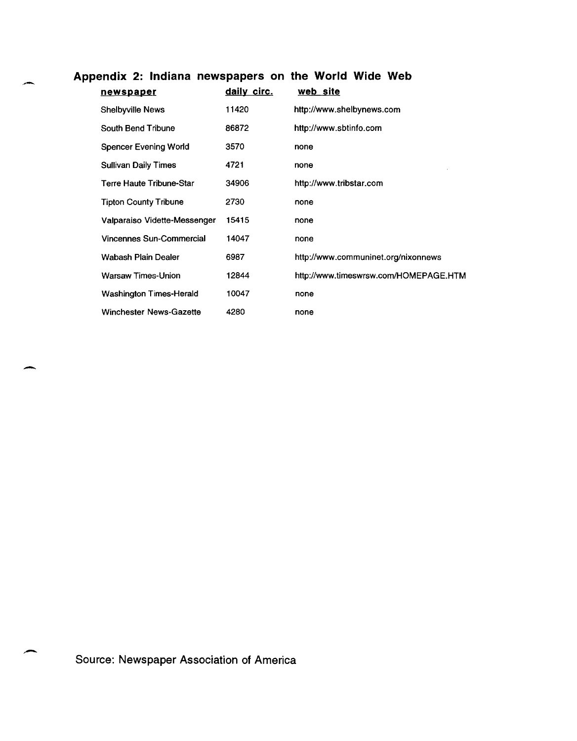## Appendix 2: Indiana newspapers on the World Wide Web

| newspaper | daily circ. | web site |
|---|---|---|
| Shelbyville News | 11420 | http://www.shelbynews.com |
| South Bend Tribune | 86872 | http://www.sbtinfo.com |
| Spencer Evening World | 3570 | none |
| Sullivan Daily Times | 4721 | none |
| Terre Haute Tribune-Star | 34906 | http://www.tribstar.com |
| Tipton County Tribune | 2730 | none |
| Valparaiso Vidette-Messenger | 15415 | none |
| Vincennes Sun-Commercial | 14047 | none |
| Wabash Plain Dealer | 6987 | http://www.communinet.org/nixonnews |
| Warsaw Times-Union | 12844 | http://www.timeswrsw.com/HOMEPAGE.HTM |
| Washington Times-Herald | 10047 | none |
| Winchester News-Gazette | 4280 | none |

Source: Newspaper Association of America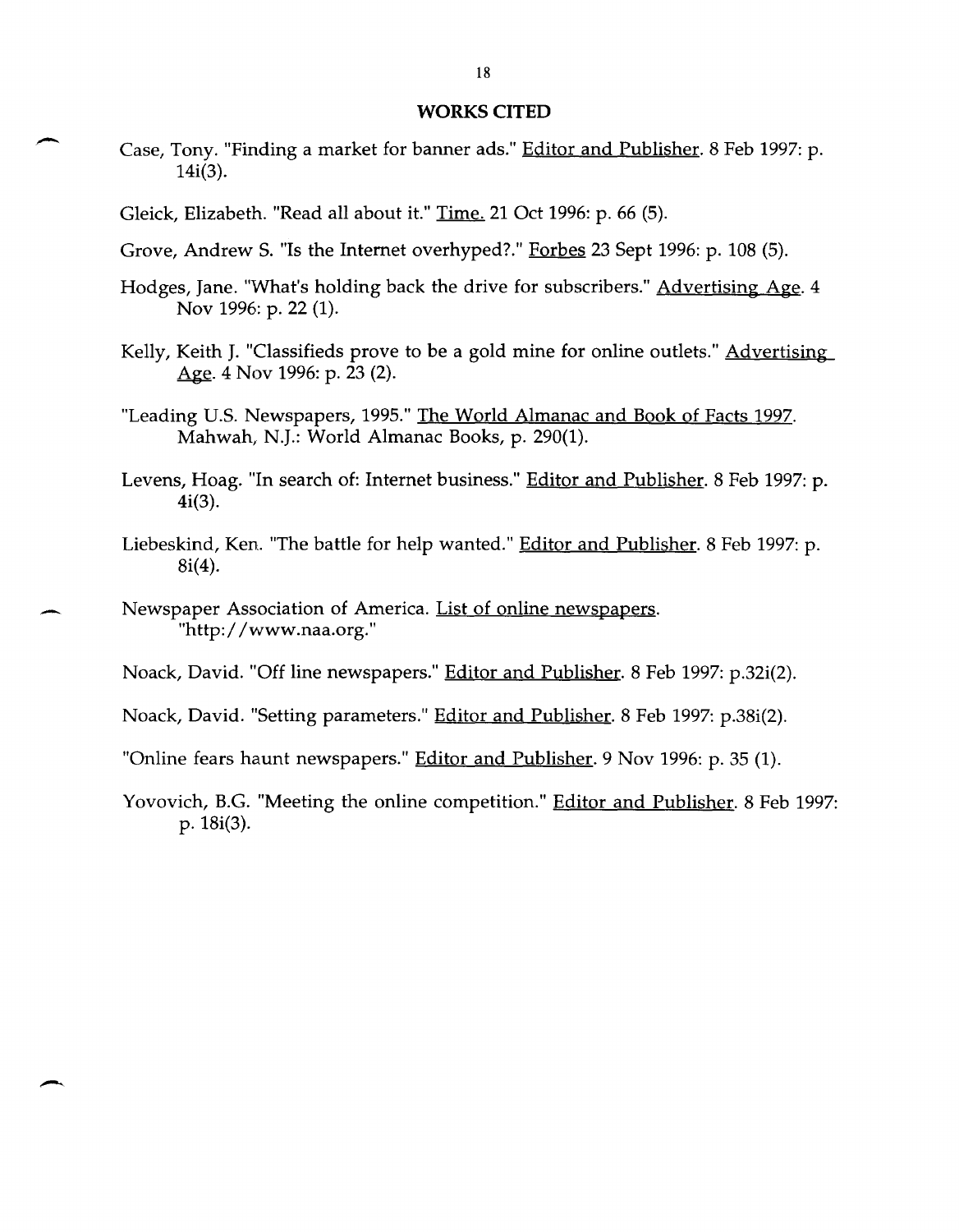## WORKS CITED

Case, Tony. "Finding a market for banner ads." Editor and Publisher. 8 Feb 1997: p. 14i(3).

Gleick, Elizabeth. "Read all about it." Time. 21 Oct 1996: p. 66 (5).

Grove, Andrew S. "Is the Internet overhyped?." Forbes 23 Sept 1996: p. 108 (5).

Hodges, Jane. "What's holding back the drive for subscribers." Advertising Age. 4 Nov 1996: p. 22 (1).

Kelly, Keith J. "Classifieds prove to be a gold mine for online outlets." Advertising Age. 4 Nov 1996: p. 23 (2).

"Leading U.S. Newspapers, 1995." The World Almanac and Book of Facts 1997. Mahwah, N.J.: World Almanac Books, p. 290(1).

Levens, Hoag. "In search of: Internet business." Editor and Publisher. 8 Feb 1997: p. 4i(3).

Liebeskind, Ken. "The battle for help wanted." Editor and Publisher. 8 Feb 1997: p. 8i(4).

Newspaper Association of America. List of online newspapers. "http://www.naa.org."

Noack, David. "Off line newspapers." Editor and Publisher. 8 Feb 1997: p.32i(2).

Noack, David. "Setting parameters." Editor and Publisher. 8 Feb 1997: p.38i(2).

"Online fears haunt newspapers." Editor and Publisher. 9 Nov 1996: p. 35 (1).

Yovovich, B.G. "Meeting the online competition." Editor and Publisher. 8 Feb 1997: p. 18i(3).